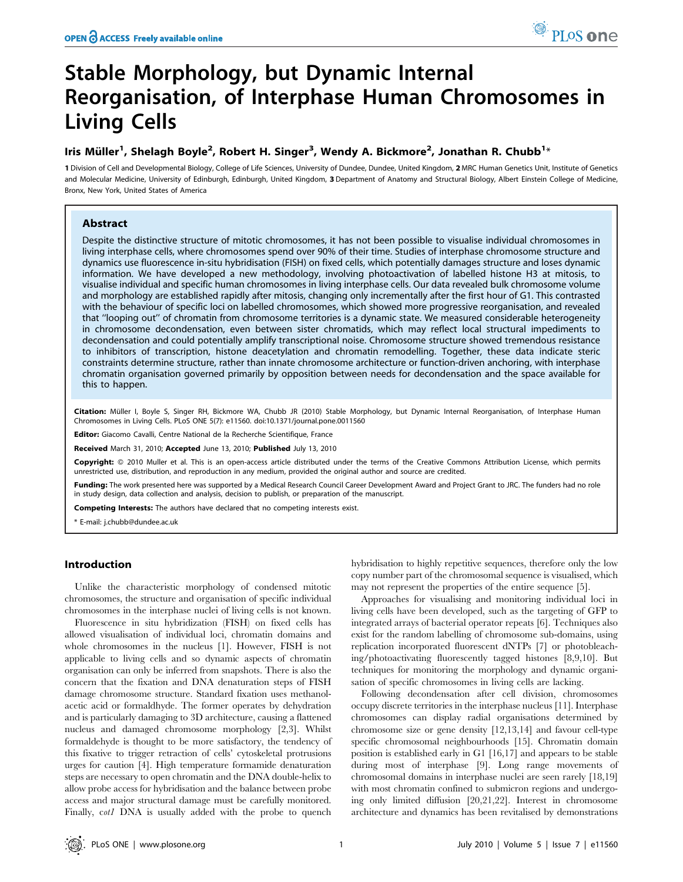# Stable Morphology, but Dynamic Internal Reorganisation, of Interphase Human Chromosomes in Living Cells

**Iris Müller[1], Shelagh Boyle[2], Robert H. Singer[3], Wendy A. Bickmore[2], Jonathan R. Chubb[1]***

**1** Division of Cell and Developmental Biology, College of Life Sciences, University of Dundee, Dundee, United Kingdom, **2** MRC Human Genetics Unit, Institute of Genetics and Molecular Medicine, University of Edinburgh, Edinburgh, United Kingdom, **3** Department of Anatomy and Structural Biology, Albert Einstein College of Medicine, Bronx, New York, United States of America

## Abstract

Despite the distinctive structure of mitotic chromosomes, it has not been possible to visualise individual chromosomes in living interphase cells, where chromosomes spend over 90% of their time. Studies of interphase chromosome structure and dynamics use fluorescence in-situ hybridisation (FISH) on fixed cells, which potentially damages structure and loses dynamic information. We have developed a new methodology, involving photoactivation of labelled histone H3 at mitosis, to visualise individual and specific human chromosomes in living interphase cells. Our data revealed bulk chromosome volume and morphology are established rapidly after mitosis, changing only incrementally after the first hour of G1. This contrasted with the behaviour of specific loci on labelled chromosomes, which showed more progressive reorganisation, and revealed that "looping out" of chromatin from chromosome territories is a dynamic state. We measured considerable heterogeneity in chromosome decondensation, even between sister chromatids, which may reflect local structural impediments to decondensation and could potentially amplify transcriptional noise. Chromosome structure showed tremendous resistance to inhibitors of transcription, histone deacetylation and chromatin remodelling. Together, these data indicate steric constraints determine structure, rather than innate chromosome architecture or function-driven anchoring, with interphase chromatin organisation governed primarily by opposition between needs for decondensation and the space available for this to happen.

**Citation:** Müller I, Boyle S, Singer RH, Bickmore WA, Chubb JR (2010) Stable Morphology, but Dynamic Internal Reorganisation, of Interphase Human Chromosomes in Living Cells. PLoS ONE 5(7): e11560. doi:10.1371/journal.pone.0011560

**Editor:** Giacomo Cavalli, Centre National de la Recherche Scientifique, France

**Received** March 31, 2010; **Accepted** June 13, 2010; **Published** July 13, 2010

**Copyright:** © 2010 Muller et al. This is an open-access article distributed under the terms of the Creative Commons Attribution License, which permits unrestricted use, distribution, and reproduction in any medium, provided the original author and source are credited.

**Funding:** The work presented here was supported by a Medical Research Council Career Development Award and Project Grant to JRC. The funders had no role in study design, data collection and analysis, decision to publish, or preparation of the manuscript.

**Competing Interests:** The authors have declared that no competing interests exist.

\* E-mail: j.chubb@dundee.ac.uk

## Introduction

Unlike the characteristic morphology of condensed mitotic chromosomes, the structure and organisation of specific individual chromosomes in the interphase nuclei of living cells is not known.

Fluorescence in situ hybridization (FISH) on fixed cells has allowed visualisation of individual loci, chromatin domains and whole chromosomes in the nucleus [1]. However, FISH is not applicable to living cells and so dynamic aspects of chromatin organisation can only be inferred from snapshots. There is also the concern that the fixation and DNA denaturation steps of FISH damage chromosome structure. Standard fixation uses methanol-acetic acid or formaldhyde. The former operates by dehydration and is particularly damaging to 3D architecture, causing a flattened nucleus and damaged chromosome morphology [2,3]. Whilst formaldehyde is thought to be more satisfactory, the tendency of this fixative to trigger retraction of cells' cytoskeletal protrusions urges for caution [4]. High temperature formamide denaturation steps are necessary to open chromatin and the DNA double-helix to allow probe access for hybridisation and the balance between probe access and major structural damage must be carefully monitored. Finally, *cot1* DNA is usually added with the probe to quench hybridisation to highly repetitive sequences, therefore only the low copy number part of the chromosomal sequence is visualised, which may not represent the properties of the entire sequence [5].

Approaches for visualising and monitoring individual loci in living cells have been developed, such as the targeting of GFP to integrated arrays of bacterial operator repeats [6]. Techniques also exist for the random labelling of chromosome sub-domains, using replication incorporated fluorescent dNTPs [7] or photobleaching/photoactivating fluorescently tagged histones [8,9,10]. But techniques for monitoring the morphology and dynamic organisation of specific chromosomes in living cells are lacking.

Following decondensation after cell division, chromosomes occupy discrete territories in the interphase nucleus [11]. Interphase chromosomes can display radial organisations determined by chromosome size or gene density [12,13,14] and favour cell-type specific chromosomal neighbourhoods [15]. Chromatin domain position is established early in G1 [16,17] and appears to be stable during most of interphase [9]. Long range movements of chromosomal domains in interphase nuclei are seen rarely [18,19] with most chromatin confined to submicron regions and undergoing only limited diffusion [20,21,22]. Interest in chromosome architecture and dynamics has been revitalised by demonstrations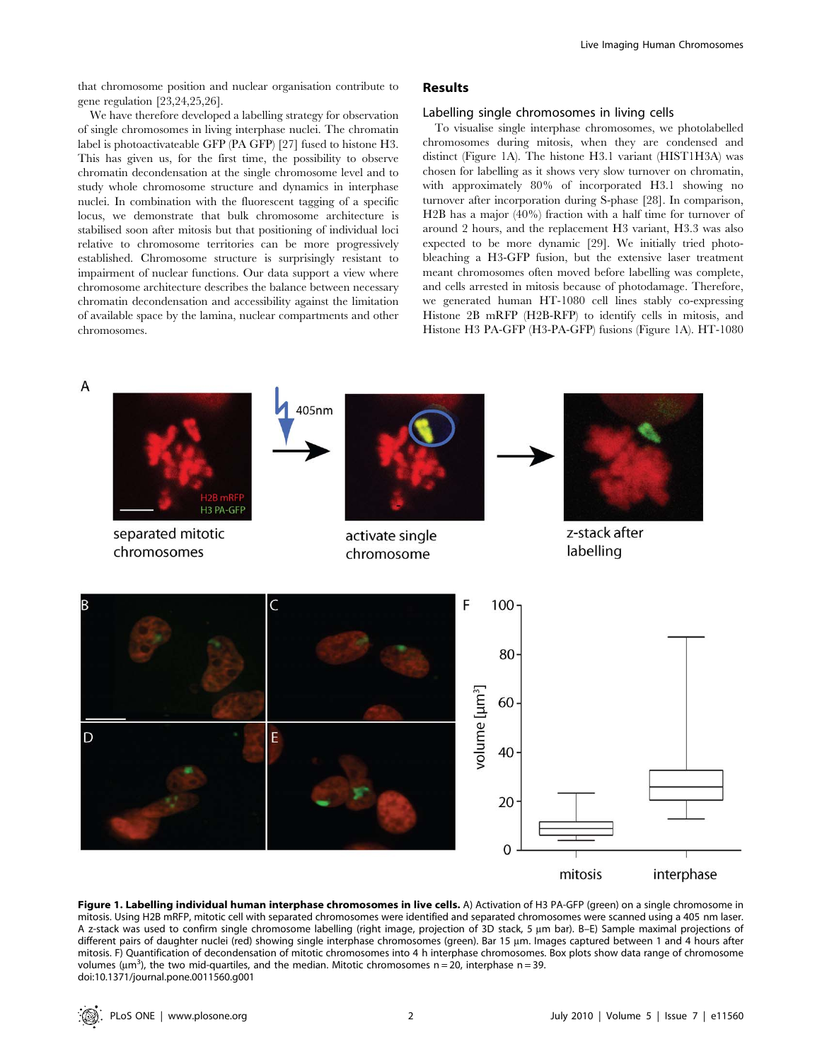that chromosome position and nuclear organisation contribute to gene regulation [23,24,25,26].

We have therefore developed a labelling strategy for observation of single chromosomes in living interphase nuclei. The chromatin label is photoactivateable GFP (PA GFP) [27] fused to histone H3. This has given us, for the first time, the possibility to observe chromatin decondensation at the single chromosome level and to study whole chromosome structure and dynamics in interphase nuclei. In combination with the fluorescent tagging of a specific locus, we demonstrate that bulk chromosome architecture is stabilised soon after mitosis but that positioning of individual loci relative to chromosome territories can be more progressively established. Chromosome structure is surprisingly resistant to impairment of nuclear functions. Our data support a view where chromosome architecture describes the balance between necessary chromatin decondensation and accessibility against the limitation of available space by the lamina, nuclear compartments and other chromosomes.

## Results

### Labelling single chromosomes in living cells

To visualise single interphase chromosomes, we photolabelled chromosomes during mitosis, when they are condensed and distinct (Figure 1A). The histone H3.1 variant (HIST1H3A) was chosen for labelling as it shows very slow turnover on chromatin, with approximately 80% of incorporated H3.1 showing no turnover after incorporation during S-phase [28]. In comparison, H2B has a major (40%) fraction with a half time for turnover of around 2 hours, and the replacement H3 variant, H3.3 was also expected to be more dynamic [29]. We initially tried photobleaching a H3-GFP fusion, but the extensive laser treatment meant chromosomes often moved before labelling was complete, and cells arrested in mitosis because of photodamage. Therefore, we generated human HT-1080 cell lines stably co-expressing Histone 2B mRFP (H2B-RFP) to identify cells in mitosis, and Histone H3 PA-GFP (H3-PA-GFP) fusions (Figure 1A). HT-1080

**Figure 1. Labelling individual human interphase chromosomes in live cells.** A) Activation of H3 PA-GFP (green) on a single chromosome in mitosis. Using H2B mRFP, mitotic cell with separated chromosomes were identified and separated chromosomes were scanned using a 405 nm laser. A z-stack was used to confirm single chromosome labelling (right image, projection of 3D stack, 5 µm bar). B–E) Sample maximal projections of different pairs of daughter nuclei (red) showing single interphase chromosomes (green). Bar 15 µm. Images captured between 1 and 4 hours after mitosis. F) Quantification of decondensation of mitotic chromosomes into 4 h interphase chromosomes. Box plots show data range of chromosome volumes (µm$^3$), the two mid-quartiles, and the median. Mitotic chromosomes n = 20, interphase n = 39.
doi:10.1371/journal.pone.0011560.g001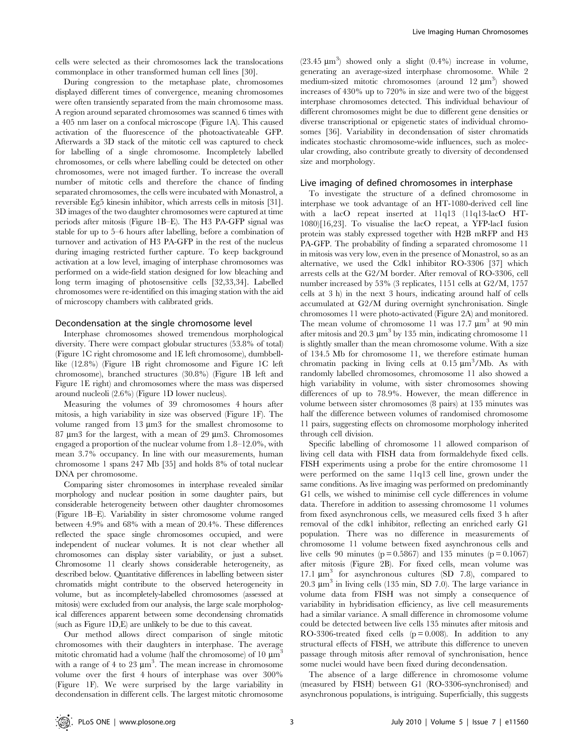cells were selected as their chromosomes lack the translocations commonplace in other transformed human cell lines [30].

During congression to the metaphase plate, chromosomes displayed different times of convergence, meaning chromosomes were often transiently separated from the main chromosome mass. A region around separated chromosomes was scanned 6 times with a 405 nm laser on a confocal microscope (Figure 1A). This caused activation of the fluorescence of the photoactivateable GFP. Afterwards a 3D stack of the mitotic cell was captured to check for labelling of a single chromosome. Incompletely labelled chromosomes, or cells where labelling could be detected on other chromosomes, were not imaged further. To increase the overall number of mitotic cells and therefore the chance of finding separated chromosomes, the cells were incubated with Monastrol, a reversible Eg5 kinesin inhibitor, which arrests cells in mitosis [31]. 3D images of the two daughter chromosomes were captured at time periods after mitosis (Figure 1B–E). The H3 PA-GFP signal was stable for up to 5–6 hours after labelling, before a combination of turnover and activation of H3 PA-GFP in the rest of the nucleus during imaging restricted further capture. To keep background activation at a low level, imaging of interphase chromosomes was performed on a wide-field station designed for low bleaching and long term imaging of photosensitive cells [32,33,34]. Labelled chromosomes were re-identified on this imaging station with the aid of microscopy chambers with calibrated grids.

## Decondensation at the single chromosome level

Interphase chromosomes showed tremendous morphological diversity. There were compact globular structures (53.8% of total) (Figure 1C right chromosome and 1E left chromosome), dumbbell-like (12.8%) (Figure 1B right chromosome and Figure 1C left chromosome), branched structures (30.8%) (Figure 1B left and Figure 1E right) and chromosomes where the mass was dispersed around nucleoli (2.6%) (Figure 1D lower nucleus).

Measuring the volumes of 39 chromosomes 4 hours after mitosis, a high variability in size was observed (Figure 1F). The volume ranged from 13 µm3 for the smallest chromosome to 87 µm3 for the largest, with a mean of 29 µm3. Chromosomes engaged a proportion of the nuclear volume from 1.8–12.0%, with mean 3.7% occupancy. In line with our measurements, human chromosome 1 spans 247 Mb [35] and holds 8% of total nuclear DNA per chromosome.

Comparing sister chromosomes in interphase revealed similar morphology and nuclear position in some daughter pairs, but considerable heterogeneity between other daughter chromosomes (Figure 1B–E). Variability in sister chromosome volume ranged between 4.9% and 68% with a mean of 20.4%. These differences reflected the space single chromosomes occupied, and were independent of nuclear volumes. It is not clear whether all chromosomes can display sister variability, or just a subset. Chromosome 11 clearly shows considerable heterogeneity, as described below. Quantitative differences in labelling between sister chromatids might contribute to the observed heterogeneity in volume, but as incompletely-labelled chromosomes (assessed at mitosis) were excluded from our analysis, the large scale morphological differences apparent between some decondensing chromatids (such as Figure 1D,E) are unlikely to be due to this caveat.

Our method allows direct comparison of single mitotic chromosomes with their daughters in interphase. The average mitotic chromatid had a volume (half the chromosome) of 10 $\mu m^3$ with a range of 4 to 23 $\mu m^3$. The mean increase in chromosome volume over the first 4 hours of interphase was over 300% (Figure 1F). We were surprised by the large variability in decondensation in different cells. The largest mitotic chromosome (23.45 $\mu m^3$) showed only a slight (0.4%) increase in volume, generating an average-sized interphase chromosome. While 2 medium-sized mitotic chromosomes (around 12 $\mu m^3$) showed increases of 430% up to 720% in size and were two of the biggest interphase chromosomes detected. This individual behaviour of different chromosomes might be due to different gene densities or diverse transcriptional or epigenetic states of individual chromosomes [36]. Variability in decondensation of sister chromatids indicates stochastic chromosome-wide influences, such as molecular crowding, also contribute greatly to diversity of decondensed size and morphology.

## Live imaging of defined chromosomes in interphase

To investigate the structure of a defined chromosome in interphase we took advantage of an HT-1080-derived cell line with a lacO repeat inserted at 11q13 (11q13-lacO HT-1080)[16,23]. To visualise the lacO repeat, a YFP-lacI fusion protein was stably expressed together with H2B mRFP and H3 PA-GFP. The probability of finding a separated chromosome 11 in mitosis was very low, even in the presence of Monastrol, so as an alternative, we used the Cdk1 inhibitor RO-3306 [37] which arrests cells at the G2/M border. After removal of RO-3306, cell number increased by 53% (3 replicates, 1151 cells at G2/M, 1757 cells at 3 h) in the next 3 hours, indicating around half of cells accumulated at G2/M during overnight synchronisation. Single chromosomes 11 were photo-activated (Figure 2A) and monitored. The mean volume of chromosome 11 was 17.7 $\mu m^3$ at 90 min after mitosis and 20.3 $\mu m^3$ by 135 min, indicating chromosome 11 is slightly smaller than the mean chromosome volume. With a size of 134.5 Mb for chromosome 11, we therefore estimate human chromatin packing in living cells at 0.15 $\mu m^3$/Mb. As with randomly labelled chromosomes, chromosome 11 also showed a high variability in volume, with sister chromosomes showing differences of up to 78.9%. However, the mean difference in volume between sister chromosomes (8 pairs) at 135 minutes was half the difference between volumes of randomised chromosome 11 pairs, suggesting effects on chromosome morphology inherited through cell division.

Specific labelling of chromosome 11 allowed comparison of living cell data with FISH data from formaldehyde fixed cells. FISH experiments using a probe for the entire chromosome 11 were performed on the same 11q13 cell line, grown under the same conditions. As live imaging was performed on predominantly G1 cells, we wished to minimise cell cycle differences in volume data. Therefore in addition to assessing chromosome 11 volumes from fixed asynchronous cells, we measured cells fixed 3 h after removal of the cdk1 inhibitor, reflecting an enriched early G1 population. There was no difference in measurements of chromosome 11 volume between fixed asynchronous cells and live cells 90 minutes ($p = 0.5867$) and 135 minutes ($p = 0.1067$) after mitosis (Figure 2B). For fixed cells, mean volume was 17.1 $\mu m^3$ for asynchronous cultures (SD 7.8), compared to 20.3 $\mu m^3$ in living cells (135 min, SD 7.0). The large variance in volume data from FISH was not simply a consequence of variability in hybridisation efficiency, as live cell measurements had a similar variance. A small difference in chromosome volume could be detected between live cells 135 minutes after mitosis and RO-3306-treated fixed cells ($p = 0.008$). In addition to any structural effects of FISH, we attribute this difference to uneven passage through mitosis after removal of synchronisation, hence some nuclei would have been fixed during decondensation.

The absence of a large difference in chromosome volume (measured by FISH) between G1 (RO-3306-synchronised) and asynchronous populations, is intriguing. Superficially, this suggests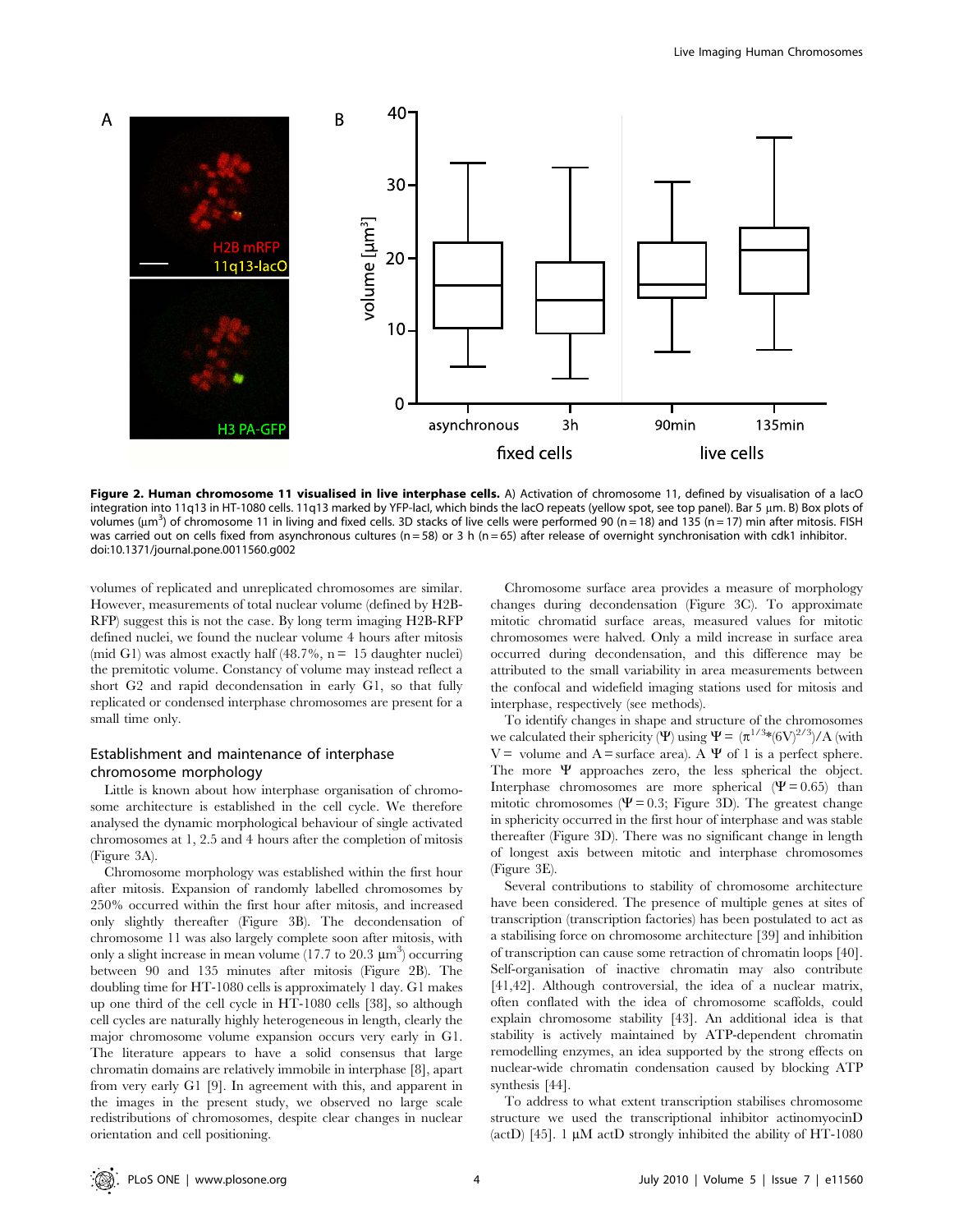**Figure 2. Human chromosome 11 visualised in live interphase cells.** A) Activation of chromosome 11, defined by visualisation of a lacO integration into 11q13 in HT-1080 cells. 11q13 marked by YFP-lacI, which binds the lacO repeats (yellow spot, see top panel). Bar 5 µm. B) Box plots of volumes (µm$^3$) of chromosome 11 in living and fixed cells. 3D stacks of live cells were performed 90 (n = 18) and 135 (n = 17) min after mitosis. FISH was carried out on cells fixed from asynchronous cultures (n = 58) or 3 h (n = 65) after release of overnight synchronisation with cdk1 inhibitor.
doi:10.1371/journal.pone.0011560.g002

volumes of replicated and unreplicated chromosomes are similar. However, measurements of total nuclear volume (defined by H2B-RFP) suggest this is not the case. By long term imaging H2B-RFP defined nuclei, we found the nuclear volume 4 hours after mitosis (mid G1) was almost exactly half (48.7%, n = 15 daughter nuclei) the premitotic volume. Constancy of volume may instead reflect a short G2 and rapid decondensation in early G1, so that fully replicated or condensed interphase chromosomes are present for a small time only.

## Establishment and maintenance of interphase chromosome morphology

Little is known about how interphase organisation of chromosome architecture is established in the cell cycle. We therefore analysed the dynamic morphological behaviour of single activated chromosomes at 1, 2.5 and 4 hours after the completion of mitosis (Figure 3A).

Chromosome morphology was established within the first hour after mitosis. Expansion of randomly labelled chromosomes by 250% occurred within the first hour after mitosis, and increased only slightly thereafter (Figure 3B). The decondensation of chromosome 11 was also largely complete soon after mitosis, with only a slight increase in mean volume (17.7 to 20.3 µm$^3$) occurring between 90 and 135 minutes after mitosis (Figure 2B). The doubling time for HT-1080 cells is approximately 1 day. G1 makes up one third of the cell cycle in HT-1080 cells [38], so although cell cycles are naturally highly heterogeneous in length, clearly the major chromosome volume expansion occurs very early in G1. The literature appears to have a solid consensus that large chromatin domains are relatively immobile in interphase [8], apart from very early G1 [9]. In agreement with this, and apparent in the images in the present study, we observed no large scale redistributions of chromosomes, despite clear changes in nuclear orientation and cell positioning.

Chromosome surface area provides a measure of morphology changes during decondensation (Figure 3C). To approximate mitotic chromatid surface areas, measured values for mitotic chromosomes were halved. Only a mild increase in surface area occurred during decondensation, and this difference may be attributed to the small variability in area measurements between the confocal and widefield imaging stations used for mitosis and interphase, respectively (see methods).

To identify changes in shape and structure of the chromosomes we calculated their sphericity ($\Psi$) using $\Psi = (\pi^{1/3} * (6V)^{2/3})/A$ (with V = volume and A = surface area). A $\Psi$ of 1 is a perfect sphere. The more $\Psi$ approaches zero, the less spherical the object. Interphase chromosomes are more spherical ($\Psi = 0.65$) than mitotic chromosomes ($\Psi = 0.3$; Figure 3D). The greatest change in sphericity occurred in the first hour of interphase and was stable thereafter (Figure 3D). There was no significant change in length of longest axis between mitotic and interphase chromosomes (Figure 3E).

Several contributions to stability of chromosome architecture have been considered. The presence of multiple genes at sites of transcription (transcription factories) has been postulated to act as a stabilising force on chromosome architecture [39] and inhibition of transcription can cause some retraction of chromatin loops [40]. Self-organisation of inactive chromatin may also contribute [41,42]. Although controversial, the idea of a nuclear matrix, often conflated with the idea of chromosome scaffolds, could explain chromosome stability [43]. An additional idea is that stability is actively maintained by ATP-dependent chromatin remodelling enzymes, an idea supported by the strong effects on nuclear-wide chromatin condensation caused by blocking ATP synthesis [44].

To address to what extent transcription stabilises chromosome structure we used the transcriptional inhibitor actinomyocinD (actD) [45]. 1 µM actD strongly inhibited the ability of HT-1080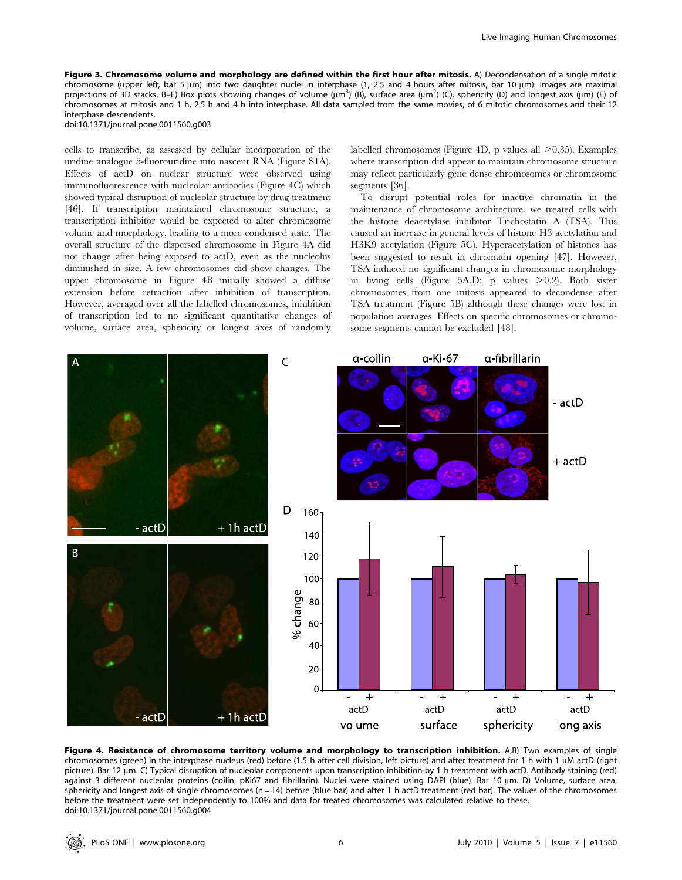**Figure 3. Chromosome volume and morphology are defined within the first hour after mitosis.** A) Decondensation of a single mitotic chromosome (upper left, bar 5 µm) into two daughter nuclei in interphase (1, 2.5 and 4 hours after mitosis, bar 10 µm). Images are maximal projections of 3D stacks. B–E) Box plots showing changes of volume (µm$^3$) (B), surface area (µm$^2$) (C), sphericity (D) and longest axis (µm) (E) of chromosomes at mitosis and 1 h, 2.5 h and 4 h into interphase. All data sampled from the same movies, of 6 mitotic chromosomes and their 12 interphase descendents.
doi:10.1371/journal.pone.0011560.g003

cells to transcribe, as assessed by cellular incorporation of the uridine analogue 5-fluorouridine into nascent RNA (Figure S1A). Effects of actD on nuclear structure were observed using immunofluorescence with nucleolar antibodies (Figure 4C) which showed typical disruption of nucleolar structure by drug treatment [46]. If transcription maintained chromosome structure, a transcription inhibitor would be expected to alter chromosome volume and morphology, leading to a more condensed state. The overall structure of the dispersed chromosome in Figure 4A did not change after being exposed to actD, even as the nucleolus diminished in size. A few chromosomes did show changes. The upper chromosome in Figure 4B initially showed a diffuse extension before retraction after inhibition of transcription. However, averaged over all the labelled chromosomes, inhibition of transcription led to no significant quantitative changes of volume, surface area, sphericity or longest axes of randomly labelled chromosomes (Figure 4D, p values all >0.35). Examples where transcription did appear to maintain chromosome structure may reflect particularly gene dense chromosomes or chromosome segments [36].

To disrupt potential roles for inactive chromatin in the maintenance of chromosome architecture, we treated cells with the histone deacetylase inhibitor Trichostatin A (TSA). This caused an increase in general levels of histone H3 acetylation and H3K9 acetylation (Figure 5C). Hyperacetylation of histones has been suggested to result in chromatin opening [47]. However, TSA induced no significant changes in chromosome morphology in living cells (Figure 5A,D; p values >0.2). Both sister chromosomes from one mitosis appeared to decondense after TSA treatment (Figure 5B) although these changes were lost in population averages. Effects on specific chromosomes or chromosome segments cannot be excluded [48].

**Figure 4. Resistance of chromosome territory volume and morphology to transcription inhibition.** A,B) Two examples of single chromosomes (green) in the interphase nucleus (red) before (1.5 h after cell division, left picture) and after treatment for 1 h with 1 µM actD (right picture). Bar 12 µm. C) Typical disruption of nucleolar components upon transcription inhibition by 1 h treatment with actD. Antibody staining (red) against 3 different nucleolar proteins (coilin, pKi67 and fibrillarin). Nuclei were stained using DAPI (blue). Bar 10 µm. D) Volume, surface area, sphericity and longest axis of single chromosomes (n = 14) before (blue bar) and after 1 h actD treatment (red bar). The values of the chromosomes before the treatment were set independently to 100% and data for treated chromosomes was calculated relative to these.
doi:10.1371/journal.pone.0011560.g004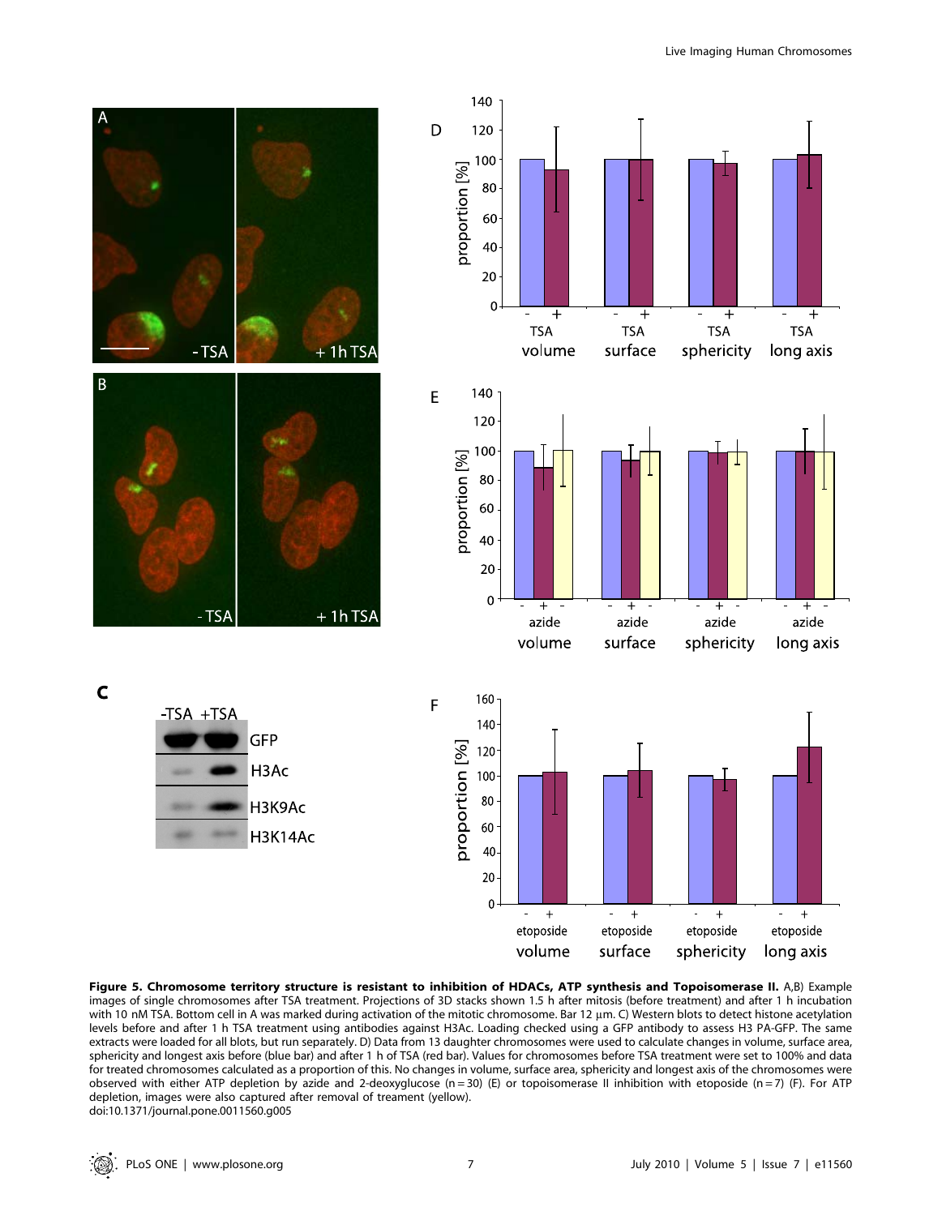**Figure 5. Chromosome territory structure is resistant to inhibition of HDACs, ATP synthesis and Topoisomerase II.** A,B) Example images of single chromosomes after TSA treatment. Projections of 3D stacks shown 1.5 h after mitosis (before treatment) and after 1 h incubation with 10 nM TSA. Bottom cell in A was marked during activation of the mitotic chromosome. Bar 12 µm. C) Western blots to detect histone acetylation levels before and after 1 h TSA treatment using antibodies against H3Ac. Loading checked using a GFP antibody to assess H3 PA-GFP. The same extracts were loaded for all blots, but run separately. D) Data from 13 daughter chromosomes were used to calculate changes in volume, surface area, sphericity and longest axis before (blue bar) and after 1 h of TSA (red bar). Values for chromosomes before TSA treatment were set to 100% and data for treated chromosomes calculated as a proportion of this. No changes in volume, surface area, sphericity and longest axis of the chromosomes were observed with either ATP depletion by azide and 2-deoxyglucose (n = 30) (E) or topoisomerase II inhibition with etoposide (n = 7) (F). For ATP depletion, images were also captured after removal of treament (yellow).

doi:10.1371/journal.pone.0011560.g005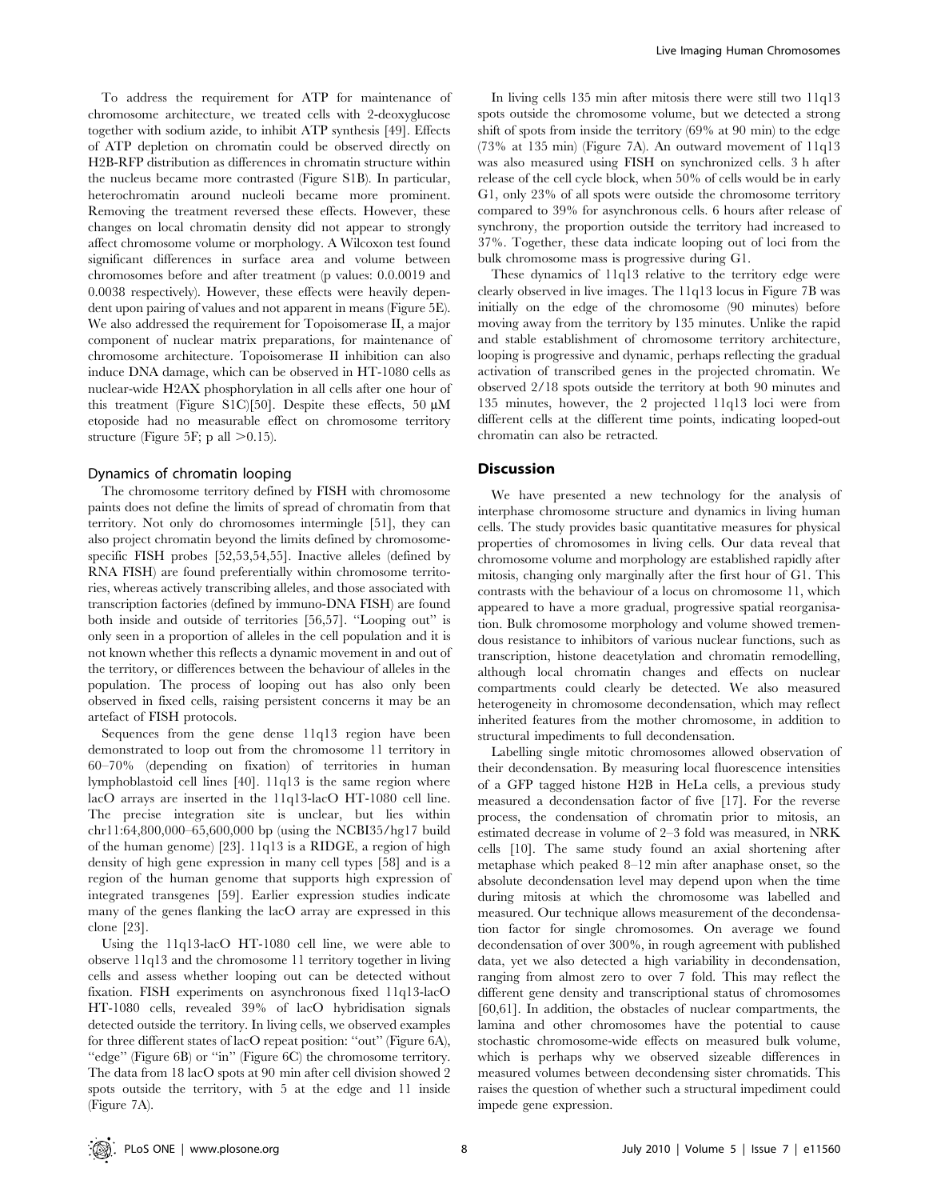To address the requirement for ATP for maintenance of chromosome architecture, we treated cells with 2-deoxyglucose together with sodium azide, to inhibit ATP synthesis [49]. Effects of ATP depletion on chromatin could be observed directly on H2B-RFP distribution as differences in chromatin structure within the nucleus became more contrasted (Figure S1B). In particular, heterochromatin around nucleoli became more prominent. Removing the treatment reversed these effects. However, these changes on local chromatin density did not appear to strongly affect chromosome volume or morphology. A Wilcoxon test found significant differences in surface area and volume between chromosomes before and after treatment (p values: 0.0.0019 and 0.0038 respectively). However, these effects were heavily dependent upon pairing of values and not apparent in means (Figure 5E). We also addressed the requirement for Topoisomerase II, a major component of nuclear matrix preparations, for maintenance of chromosome architecture. Topoisomerase II inhibition can also induce DNA damage, which can be observed in HT-1080 cells as nuclear-wide H2AX phosphorylation in all cells after one hour of this treatment (Figure S1C)[50]. Despite these effects, 50 μM etoposide had no measurable effect on chromosome territory structure (Figure 5F; p all $>$0.15).

### Dynamics of chromatin looping

The chromosome territory defined by FISH with chromosome paints does not define the limits of spread of chromatin from that territory. Not only do chromosomes intermingle [51], they can also project chromatin beyond the limits defined by chromosome-specific FISH probes [52,53,54,55]. Inactive alleles (defined by RNA FISH) are found preferentially within chromosome territories, whereas actively transcribing alleles, and those associated with transcription factories (defined by immuno-DNA FISH) are found both inside and outside of territories [56,57]. "Looping out" is only seen in a proportion of alleles in the cell population and it is not known whether this reflects a dynamic movement in and out of the territory, or differences between the behaviour of alleles in the population. The process of looping out has also only been observed in fixed cells, raising persistent concerns it may be an artefact of FISH protocols.

Sequences from the gene dense 11q13 region have been demonstrated to loop out from the chromosome 11 territory in 60–70% (depending on fixation) of territories in human lymphoblastoid cell lines [40]. 11q13 is the same region where lacO arrays are inserted in the 11q13-lacO HT-1080 cell line. The precise integration site is unclear, but lies within chr11:64,800,000–65,600,000 bp (using the NCBI35/hg17 build of the human genome) [23]. 11q13 is a RIDGE, a region of high density of high gene expression in many cell types [58] and is a region of the human genome that supports high expression of integrated transgenes [59]. Earlier expression studies indicate many of the genes flanking the lacO array are expressed in this clone [23].

Using the 11q13-lacO HT-1080 cell line, we were able to observe 11q13 and the chromosome 11 territory together in living cells and assess whether looping out can be detected without fixation. FISH experiments on asynchronous fixed 11q13-lacO HT-1080 cells, revealed 39% of lacO hybridisation signals detected outside the territory. In living cells, we observed examples for three different states of lacO repeat position: "out" (Figure 6A), "edge" (Figure 6B) or "in" (Figure 6C) the chromosome territory. The data from 18 lacO spots at 90 min after cell division showed 2 spots outside the territory, with 5 at the edge and 11 inside (Figure 7A).

In living cells 135 min after mitosis there were still two 11q13 spots outside the chromosome volume, but we detected a strong shift of spots from inside the territory (69% at 90 min) to the edge (73% at 135 min) (Figure 7A). An outward movement of 11q13 was also measured using FISH on synchronized cells. 3 h after release of the cell cycle block, when 50% of cells would be in early G1, only 23% of all spots were outside the chromosome territory compared to 39% for asynchronous cells. 6 hours after release of synchrony, the proportion outside the territory had increased to 37%. Together, these data indicate looping out of loci from the bulk chromosome mass is progressive during G1.

These dynamics of 11q13 relative to the territory edge were clearly observed in live images. The 11q13 locus in Figure 7B was initially on the edge of the chromosome (90 minutes) before moving away from the territory by 135 minutes. Unlike the rapid and stable establishment of chromosome territory architecture, looping is progressive and dynamic, perhaps reflecting the gradual activation of transcribed genes in the projected chromatin. We observed 2/18 spots outside the territory at both 90 minutes and 135 minutes, however, the 2 projected 11q13 loci were from different cells at the different time points, indicating looped-out chromatin can also be retracted.

## Discussion

We have presented a new technology for the analysis of interphase chromosome structure and dynamics in living human cells. The study provides basic quantitative measures for physical properties of chromosomes in living cells. Our data reveal that chromosome volume and morphology are established rapidly after mitosis, changing only marginally after the first hour of G1. This contrasts with the behaviour of a locus on chromosome 11, which appeared to have a more gradual, progressive spatial reorganisation. Bulk chromosome morphology and volume showed tremendous resistance to inhibitors of various nuclear functions, such as transcription, histone deacetylation and chromatin remodelling, although local chromatin changes and effects on nuclear compartments could clearly be detected. We also measured heterogeneity in chromosome decondensation, which may reflect inherited features from the mother chromosome, in addition to structural impediments to full decondensation.

Labelling single mitotic chromosomes allowed observation of their decondensation. By measuring local fluorescence intensities of a GFP tagged histone H2B in HeLa cells, a previous study measured a decondensation factor of five [17]. For the reverse process, the condensation of chromatin prior to mitosis, an estimated decrease in volume of 2–3 fold was measured, in NRK cells [10]. The same study found an axial shortening after metaphase which peaked 8–12 min after anaphase onset, so the absolute decondensation level may depend upon when the time during mitosis at which the chromosome was labelled and measured. Our technique allows measurement of the decondensation factor for single chromosomes. On average we found decondensation of over 300%, in rough agreement with published data, yet we also detected a high variability in decondensation, ranging from almost zero to over 7 fold. This may reflect the different gene density and transcriptional status of chromosomes [60,61]. In addition, the obstacles of nuclear compartments, the lamina and other chromosomes have the potential to cause stochastic chromosome-wide effects on measured bulk volume, which is perhaps why we observed sizeable differences in measured volumes between decondensing sister chromatids. This raises the question of whether such a structural impediment could impede gene expression.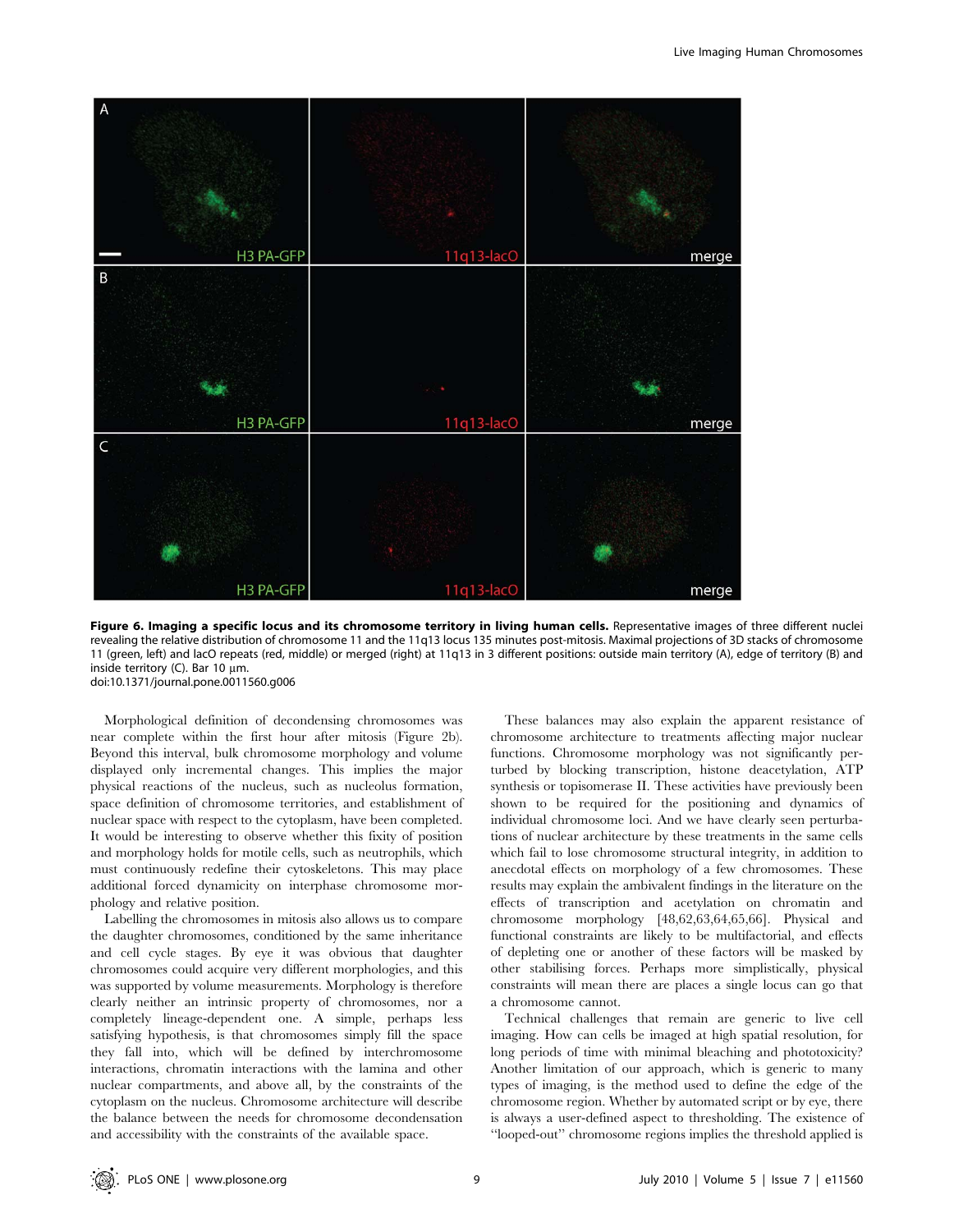A

H3 PA-GFP

11q13-lacO

merge

B

H3 PA-GFP

11q13-lacO

merge

C

H3 PA-GFP

11q13-lacO

merge

**Figure 6. Imaging a specific locus and its chromosome territory in living human cells.** Representative images of three different nuclei revealing the relative distribution of chromosome 11 and the 11q13 locus 135 minutes post-mitosis. Maximal projections of 3D stacks of chromosome 11 (green, left) and lacO repeats (red, middle) or merged (right) at 11q13 in 3 different positions: outside main territory (A), edge of territory (B) and inside territory (C). Bar 10 µm.
doi:10.1371/journal.pone.0011560.g006

Morphological definition of decondensing chromosomes was near complete within the first hour after mitosis (Figure 2b). Beyond this interval, bulk chromosome morphology and volume displayed only incremental changes. This implies the major physical reactions of the nucleus, such as nucleolus formation, space definition of chromosome territories, and establishment of nuclear space with respect to the cytoplasm, have been completed. It would be interesting to observe whether this fixity of position and morphology holds for motile cells, such as neutrophils, which must continuously redefine their cytoskeletons. This may place additional forced dynamicity on interphase chromosome morphology and relative position.

Labelling the chromosomes in mitosis also allows us to compare the daughter chromosomes, conditioned by the same inheritance and cell cycle stages. By eye it was obvious that daughter chromosomes could acquire very different morphologies, and this was supported by volume measurements. Morphology is therefore clearly neither an intrinsic property of chromosomes, nor a completely lineage-dependent one. A simple, perhaps less satisfying hypothesis, is that chromosomes simply fill the space they fall into, which will be defined by interchromosome interactions, chromatin interactions with the lamina and other nuclear compartments, and above all, by the constraints of the cytoplasm on the nucleus. Chromosome architecture will describe the balance between the needs for chromosome decondensation and accessibility with the constraints of the available space.

These balances may also explain the apparent resistance of chromosome architecture to treatments affecting major nuclear functions. Chromosome morphology was not significantly perturbed by blocking transcription, histone deacetylation, ATP synthesis or topisomerase II. These activities have previously been shown to be required for the positioning and dynamics of individual chromosome loci. And we have clearly seen perturbations of nuclear architecture by these treatments in the same cells which fail to lose chromosome structural integrity, in addition to anecdotal effects on morphology of a few chromosomes. These results may explain the ambivalent findings in the literature on the effects of transcription and acetylation on chromatin and chromosome morphology [48,62,63,64,65,66]. Physical and functional constraints are likely to be multifactorial, and effects of depleting one or another of these factors will be masked by other stabilising forces. Perhaps more simplistically, physical constraints will mean there are places a single locus can go that a chromosome cannot.

Technical challenges that remain are generic to live cell imaging. How can cells be imaged at high spatial resolution, for long periods of time with minimal bleaching and phototoxicity? Another limitation of our approach, which is generic to many types of imaging, is the method used to define the edge of the chromosome region. Whether by automated script or by eye, there is always a user-defined aspect to thresholding. The existence of "looped-out" chromosome regions implies the threshold applied is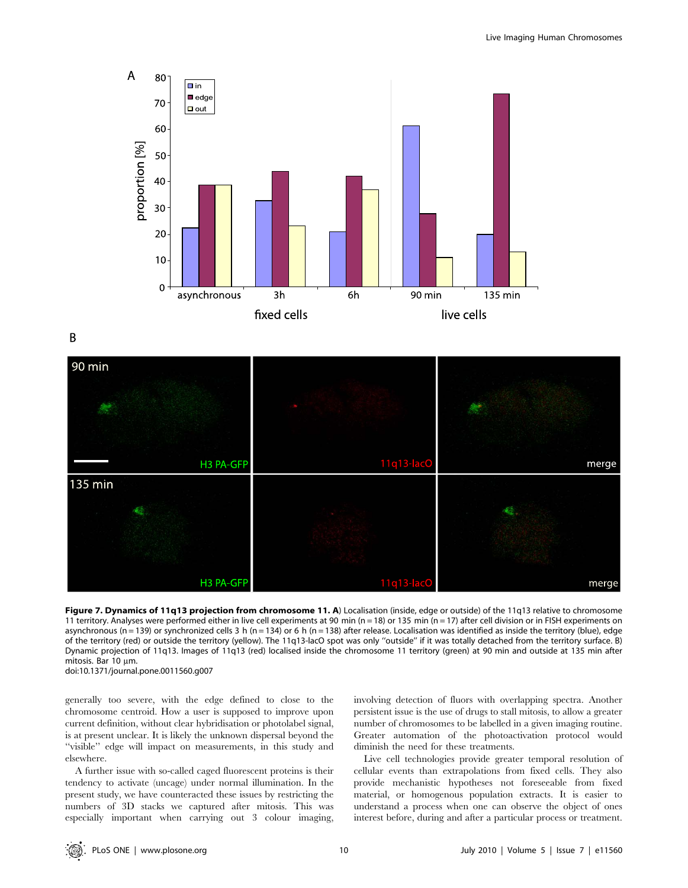**Figure 7. Dynamics of 11q13 projection from chromosome 11. A**) Localisation (inside, edge or outside) of the 11q13 relative to chromosome 11 territory. Analyses were performed either in live cell experiments at 90 min (n = 18) or 135 min (n = 17) after cell division or in FISH experiments on asynchronous (n = 139) or synchronized cells 3 h (n = 134) or 6 h (n = 138) after release. Localisation was identified as inside the territory (blue), edge of the territory (red) or outside the territory (yellow). The 11q13-lacO spot was only "outside" if it was totally detached from the territory surface. B) Dynamic projection of 11q13. Images of 11q13 (red) localised inside the chromosome 11 territory (green) at 90 min and outside at 135 min after mitosis. Bar 10 µm.
doi:10.1371/journal.pone.0011560.g007

generally too severe, with the edge defined to close to the chromosome centroid. How a user is supposed to improve upon current definition, without clear hybridisation or photolabel signal, is at present unclear. It is likely the unknown dispersal beyond the "visible" edge will impact on measurements, in this study and elsewhere.

A further issue with so-called caged fluorescent proteins is their tendency to activate (uncage) under normal illumination. In the present study, we have counteracted these issues by restricting the numbers of 3D stacks we captured after mitosis. This was especially important when carrying out 3 colour imaging, involving detection of fluors with overlapping spectra. Another persistent issue is the use of drugs to stall mitosis, to allow a greater number of chromosomes to be labelled in a given imaging routine. Greater automation of the photoactivation protocol would diminish the need for these treatments.

Live cell technologies provide greater temporal resolution of cellular events than extrapolations from fixed cells. They also provide mechanistic hypotheses not foreseeable from fixed material, or homogenous population extracts. It is easier to understand a process when one can observe the object of ones interest before, during and after a particular process or treatment.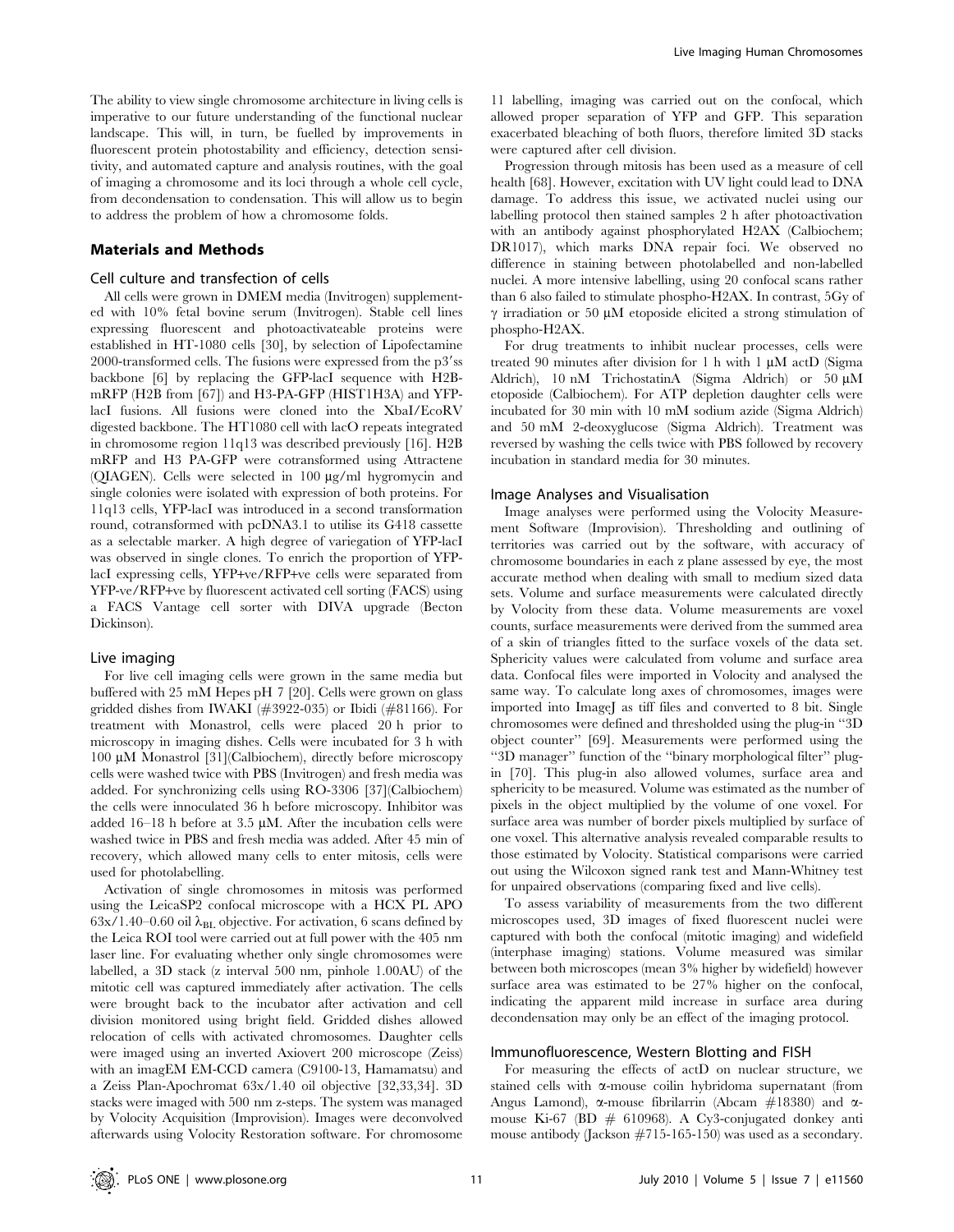The ability to view single chromosome architecture in living cells is imperative to our future understanding of the functional nuclear landscape. This will, in turn, be fuelled by improvements in fluorescent protein photostability and efficiency, detection sensitivity, and automated capture and analysis routines, with the goal of imaging a chromosome and its loci through a whole cell cycle, from decondensation to condensation. This will allow us to begin to address the problem of how a chromosome folds.

## Materials and Methods

### Cell culture and transfection of cells

All cells were grown in DMEM media (Invitrogen) supplemented with 10% fetal bovine serum (Invitrogen). Stable cell lines expressing fluorescent and photoactivateable proteins were established in HT-1080 cells [30], by selection of Lipofectamine 2000-transformed cells. The fusions were expressed from the p3′ss backbone [6] by replacing the GFP-lacI sequence with H2B-mRFP (H2B from [67]) and H3-PA-GFP (HIST1H3A) and YFP-lacI fusions. All fusions were cloned into the XbaI/EcoRV digested backbone. The HT1080 cell with lacO repeats integrated in chromosome region 11q13 was described previously [16]. H2B mRFP and H3 PA-GFP were cotransformed using Attractene (QIAGEN). Cells were selected in 100 µg/ml hygromycin and single colonies were isolated with expression of both proteins. For 11q13 cells, YFP-lacI was introduced in a second transformation round, cotransformed with pcDNA3.1 to utilise its G418 cassette as a selectable marker. A high degree of variegation of YFP-lacI was observed in single clones. To enrich the proportion of YFP-lacI expressing cells, YFP+ve/RFP+ve cells were separated from YFP-ve/RFP+ve by fluorescent activated cell sorting (FACS) using a FACS Vantage cell sorter with DIVA upgrade (Becton Dickinson).

### Live imaging

For live cell imaging cells were grown in the same media but buffered with 25 mM Hepes pH 7 [20]. Cells were grown on glass gridded dishes from IWAKI (#3922-035) or Ibidi (#81166). For treatment with Monastrol, cells were placed 20 h prior to microscopy in imaging dishes. Cells were incubated for 3 h with 100 µM Monastrol [31](Calbiochem), directly before microscopy cells were washed twice with PBS (Invitrogen) and fresh media was added. For synchronizing cells using RO-3306 [37](Calbiochem) the cells were innoculated 36 h before microscopy. Inhibitor was added 16–18 h before at 3.5 µM. After the incubation cells were washed twice in PBS and fresh media was added. After 45 min of recovery, which allowed many cells to enter mitosis, cells were used for photolabelling.

Activation of single chromosomes in mitosis was performed using the LeicaSP2 confocal microscope with a HCX PL APO 63x/1.40–0.60 oil $\lambda_{BL}$ objective. For activation, 6 scans defined by the Leica ROI tool were carried out at full power with the 405 nm laser line. For evaluating whether only single chromosomes were labelled, a 3D stack (z interval 500 nm, pinhole 1.00AU) of the mitotic cell was captured immediately after activation. The cells were brought back to the incubator after activation and cell division monitored using bright field. Gridded dishes allowed relocation of cells with activated chromosomes. Daughter cells were imaged using an inverted Axiovert 200 microscope (Zeiss) with an imagEM EM-CCD camera (C9100-13, Hamamatsu) and a Zeiss Plan-Apochromat 63x/1.40 oil objective [32,33,34]. 3D stacks were imaged with 500 nm z-steps. The system was managed by Volocity Acquisition (Improvision). Images were deconvolved afterwards using Volocity Restoration software. For chromosome 11 labelling, imaging was carried out on the confocal, which allowed proper separation of YFP and GFP. This separation exacerbated bleaching of both fluors, therefore limited 3D stacks were captured after cell division.

Progression through mitosis has been used as a measure of cell health [68]. However, excitation with UV light could lead to DNA damage. To address this issue, we activated nuclei using our labelling protocol then stained samples 2 h after photoactivation with an antibody against phosphorylated H2AX (Calbiochem; DR1017), which marks DNA repair foci. We observed no difference in staining between photolabelled and non-labelled nuclei. A more intensive labelling, using 20 confocal scans rather than 6 also failed to stimulate phospho-H2AX. In contrast, 5Gy of γ irradiation or 50 µM etoposide elicited a strong stimulation of phospho-H2AX.

For drug treatments to inhibit nuclear processes, cells were treated 90 minutes after division for 1 h with 1 µM actD (Sigma Aldrich), 10 nM TrichostatinA (Sigma Aldrich) or 50 µM etoposide (Calbiochem). For ATP depletion daughter cells were incubated for 30 min with 10 mM sodium azide (Sigma Aldrich) and 50 mM 2-deoxyglucose (Sigma Aldrich). Treatment was reversed by washing the cells twice with PBS followed by recovery incubation in standard media for 30 minutes.

### Image Analyses and Visualisation

Image analyses were performed using the Volocity Measurement Software (Improvision). Thresholding and outlining of territories was carried out by the software, with accuracy of chromosome boundaries in each z plane assessed by eye, the most accurate method when dealing with small to medium sized data sets. Volume and surface measurements were calculated directly by Volocity from these data. Volume measurements are voxel counts, surface measurements were derived from the summed area of a skin of triangles fitted to the surface voxels of the data set. Sphericity values were calculated from volume and surface area data. Confocal files were imported in Volocity and analysed the same way. To calculate long axes of chromosomes, images were imported into ImageJ as tiff files and converted to 8 bit. Single chromosomes were defined and thresholded using the plug-in "3D object counter" [69]. Measurements were performed using the "3D manager" function of the "binary morphological filter" plug-in [70]. This plug-in also allowed volumes, surface area and sphericity to be measured. Volume was estimated as the number of pixels in the object multiplied by the volume of one voxel. For surface area was number of border pixels multiplied by surface of one voxel. This alternative analysis revealed comparable results to those estimated by Volocity. Statistical comparisons were carried out using the Wilcoxon signed rank test and Mann-Whitney test for unpaired observations (comparing fixed and live cells).

To assess variability of measurements from the two different microscopes used, 3D images of fixed fluorescent nuclei were captured with both the confocal (mitotic imaging) and widefield (interphase imaging) stations. Volume measured was similar between both microscopes (mean 3% higher by widefield) however surface area was estimated to be 27% higher on the confocal, indicating the apparent mild increase in surface area during decondensation may only be an effect of the imaging protocol.

### Immunofluorescence, Western Blotting and FISH

For measuring the effects of actD on nuclear structure, we stained cells with α-mouse coilin hybridoma supernatant (from Angus Lamond), α-mouse fibrilarrin (Abcam #18380) and α-mouse Ki-67 (BD # 610968). A Cy3-conjugated donkey anti mouse antibody (Jackson #715-165-150) was used as a secondary.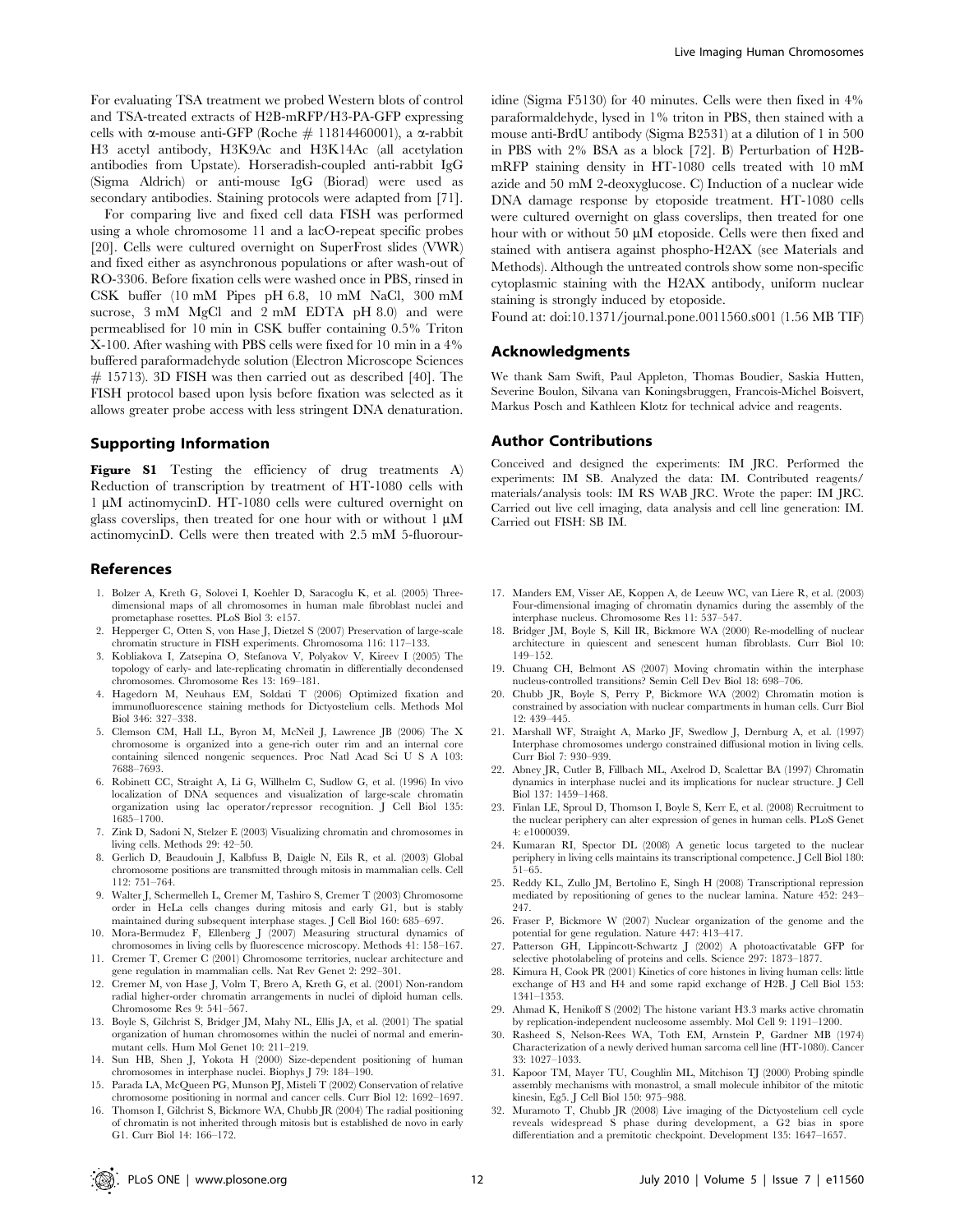For evaluating TSA treatment we probed Western blots of control and TSA-treated extracts of H2B-mRFP/H3-PA-GFP expressing cells with α-mouse anti-GFP (Roche # 11814460001), a α-rabbit H3 acetyl antibody, H3K9Ac and H3K14Ac (all acetylation antibodies from Upstate). Horseradish-coupled anti-rabbit IgG (Sigma Aldrich) or anti-mouse IgG (Biorad) were used as secondary antibodies. Staining protocols were adapted from [71].

For comparing live and fixed cell data FISH was performed using a whole chromosome 11 and a lacO-repeat specific probes [20]. Cells were cultured overnight on SuperFrost slides (VWR) and fixed either as asynchronous populations or after wash-out of RO-3306. Before fixation cells were washed once in PBS, rinsed in CSK buffer (10 mM Pipes pH 6.8, 10 mM NaCl, 300 mM sucrose, 3 mM MgCl and 2 mM EDTA pH 8.0) and were permeablised for 10 min in CSK buffer containing 0.5% Triton X-100. After washing with PBS cells were fixed for 10 min in a 4% buffered paraformadehyde solution (Electron Microscope Sciences # 15713). 3D FISH was then carried out as described [40]. The FISH protocol based upon lysis before fixation was selected as it allows greater probe access with less stringent DNA denaturation.

## Supporting Information

**Figure S1** Testing the efficiency of drug treatments A) Reduction of transcription by treatment of HT-1080 cells with 1 µM actinomycinD. HT-1080 cells were cultured overnight on glass coverslips, then treated for one hour with or without 1 µM actinomycinD. Cells were then treated with 2.5 mM 5-fluorouridine (Sigma F5130) for 40 minutes. Cells were then fixed in 4% paraformaldehyde, lysed in 1% triton in PBS, then stained with a mouse anti-BrdU antibody (Sigma B2531) at a dilution of 1 in 500 in PBS with 2% BSA as a block [72]. B) Perturbation of H2B-mRFP staining density in HT-1080 cells treated with 10 mM azide and 50 mM 2-deoxyglucose. C) Induction of a nuclear wide DNA damage response by etoposide treatment. HT-1080 cells were cultured overnight on glass coverslips, then treated for one hour with or without 50 µM etoposide. Cells were then fixed and stained with antisera against phospho-H2AX (see Materials and Methods). Although the untreated controls show some non-specific cytoplasmic staining with the H2AX antibody, uniform nuclear staining is strongly induced by etoposide.

Found at: doi:10.1371/journal.pone.0011560.s001 (1.56 MB TIF)

## Acknowledgments

We thank Sam Swift, Paul Appleton, Thomas Boudier, Saskia Hutten, Severine Boulon, Silvana van Koningsbruggen, Francois-Michel Boisvert, Markus Posch and Kathleen Klotz for technical advice and reagents.

## Author Contributions

Conceived and designed the experiments: IM JRC. Performed the experiments: IM SB. Analyzed the data: IM. Contributed reagents/materials/analysis tools: IM RS WAB JRC. Wrote the paper: IM JRC. Carried out live cell imaging, data analysis and cell line generation: IM. Carried out FISH: SB IM.

## References

1. Bolzer A, Kreth G, Solovei I, Koehler D, Saracoglu K, et al. (2005) Three-dimensional maps of all chromosomes in human male fibroblast nuclei and prometaphase rosettes. PLoS Biol 3: e157.
2. Hepperger C, Otten S, von Hase J, Dietzel S (2007) Preservation of large-scale chromatin structure in FISH experiments. Chromosoma 116: 117–133.
3. Kobliakova I, Zatsepina O, Stefanova V, Polyakov V, Kireev I (2005) The topology of early- and late-replicating chromatin in differentially decondensed chromosomes. Chromosome Res 13: 169–181.
4. Hagedorn M, Neuhaus EM, Soldati T (2006) Optimized fixation and immunofluorescence staining methods for Dictyostelium cells. Methods Mol Biol 346: 327–338.
5. Clemson CM, Hall LL, Byron M, McNeil J, Lawrence JB (2006) The X chromosome is organized into a gene-rich outer rim and an internal core containing silenced nongenic sequences. Proc Natl Acad Sci U S A 103: 7688–7693.
6. Robinett CC, Straight A, Li G, Willhelm C, Sudlow G, et al. (1996) In vivo localization of DNA sequences and visualization of large-scale chromatin organization using lac operator/repressor recognition. J Cell Biol 135: 1685–1700.
7. Zink D, Sadoni N, Stelzer E (2003) Visualizing chromatin and chromosomes in living cells. Methods 29: 42–50.
8. Gerlich D, Beaudouin J, Kalbfuss B, Daigle N, Eils R, et al. (2003) Global chromosome positions are transmitted through mitosis in mammalian cells. Cell 112: 751–764.
9. Walter J, Schermelleh L, Cremer M, Tashiro S, Cremer T (2003) Chromosome order in HeLa cells changes during mitosis and early G1, but is stably maintained during subsequent interphase stages. J Cell Biol 160: 685–697.
10. Mora-Bermudez F, Ellenberg J (2007) Measuring structural dynamics of chromosomes in living cells by fluorescence microscopy. Methods 41: 158–167.
11. Cremer T, Cremer C (2001) Chromosome territories, nuclear architecture and gene regulation in mammalian cells. Nat Rev Genet 2: 292–301.
12. Cremer M, von Hase J, Volm T, Brero A, Kreth G, et al. (2001) Non-random radial higher-order chromatin arrangements in nuclei of diploid human cells. Chromosome Res 9: 541–567.
13. Boyle S, Gilchrist S, Bridger JM, Mahy NL, Ellis JA, et al. (2001) The spatial organization of human chromosomes within the nuclei of normal and emerin-mutant cells. Hum Mol Genet 10: 211–219.
14. Sun HB, Shen J, Yokota H (2000) Size-dependent positioning of human chromosomes in interphase nuclei. Biophys J 79: 184–190.
15. Parada LA, McQueen PG, Munson PJ, Misteli T (2002) Conservation of relative chromosome positioning in normal and cancer cells. Curr Biol 12: 1692–1697.
16. Thomson I, Gilchrist S, Bickmore WA, Chubb JR (2004) The radial positioning of chromatin is not inherited through mitosis but is established de novo in early G1. Curr Biol 14: 166–172.
17. Manders EM, Visser AE, Koppen A, de Leeuw WC, van Liere R, et al. (2003) Four-dimensional imaging of chromatin dynamics during the assembly of the interphase nucleus. Chromosome Res 11: 537–547.
18. Bridger JM, Boyle S, Kill IR, Bickmore WA (2000) Re-modelling of nuclear architecture in quiescent and senescent human fibroblasts. Curr Biol 10: 149–152.
19. Chuang CH, Belmont AS (2007) Moving chromatin within the interphase nucleus-controlled transitions? Semin Cell Dev Biol 18: 698–706.
20. Chubb JR, Boyle S, Perry P, Bickmore WA (2002) Chromatin motion is constrained by association with nuclear compartments in human cells. Curr Biol 12: 439–445.
21. Marshall WF, Straight A, Marko JF, Swedlow J, Dernburg A, et al. (1997) Interphase chromosomes undergo constrained diffusional motion in living cells. Curr Biol 7: 930–939.
22. Abney JR, Cutler B, Fillbach ML, Axelrod D, Scalettar BA (1997) Chromatin dynamics in interphase nuclei and its implications for nuclear structure. J Cell Biol 137: 1459–1468.
23. Finlan LE, Sproul D, Thomson I, Boyle S, Kerr E, et al. (2008) Recruitment to the nuclear periphery can alter expression of genes in human cells. PLoS Genet 4: e1000039.
24. Kumaran RI, Spector DL (2008) A genetic locus targeted to the nuclear periphery in living cells maintains its transcriptional competence. J Cell Biol 180: 51–65.
25. Reddy KL, Zullo JM, Bertolino E, Singh H (2008) Transcriptional repression mediated by repositioning of genes to the nuclear lamina. Nature 452: 243–247.
26. Fraser P, Bickmore W (2007) Nuclear organization of the genome and the potential for gene regulation. Nature 447: 413–417.
27. Patterson GH, Lippincott-Schwartz J (2002) A photoactivatable GFP for selective photolabeling of proteins and cells. Science 297: 1873–1877.
28. Kimura H, Cook PR (2001) Kinetics of core histones in living human cells: little exchange of H3 and H4 and some rapid exchange of H2B. J Cell Biol 153: 1341–1353.
29. Ahmad K, Henikoff S (2002) The histone variant H3.3 marks active chromatin by replication-independent nucleosome assembly. Mol Cell 9: 1191–1200.
30. Rasheed S, Nelson-Rees WA, Toth EM, Arnstein P, Gardner MB (1974) Characterization of a newly derived human sarcoma cell line (HT-1080). Cancer 33: 1027–1033.
31. Kapoor TM, Mayer TU, Coughlin ML, Mitchison TJ (2000) Probing spindle assembly mechanisms with monastrol, a small molecule inhibitor of the mitotic kinesin, Eg5. J Cell Biol 150: 975–988.
32. Muramoto T, Chubb JR (2008) Live imaging of the Dictyostelium cell cycle reveals widespread S phase during development, a G2 bias in spore differentiation and a premitotic checkpoint. Development 135: 1647–1657.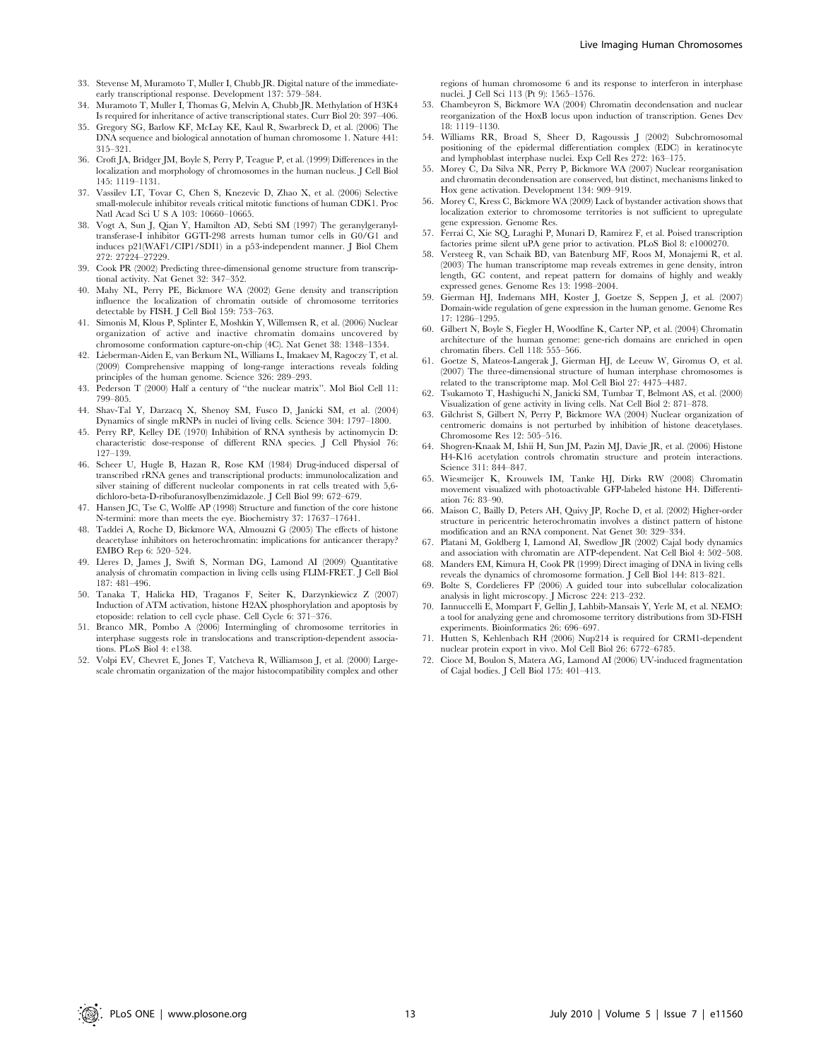33. Stevense M, Muramoto T, Muller I, Chubb JR. Digital nature of the immediate-early transcriptional response. Development 137: 579–584.
34. Muramoto T, Muller I, Thomas G, Melvin A, Chubb JR. Methylation of H3K4 Is required for inheritance of active transcriptional states. Curr Biol 20: 397–406.
35. Gregory SG, Barlow KF, McLay KE, Kaul R, Swarbreck D, et al. (2006) The DNA sequence and biological annotation of human chromosome 1. Nature 441: 315–321.
36. Croft JA, Bridger JM, Boyle S, Perry P, Teague P, et al. (1999) Differences in the localization and morphology of chromosomes in the human nucleus. J Cell Biol 145: 1119–1131.
37. Vassilev LT, Tovar C, Chen S, Knezevic D, Zhao X, et al. (2006) Selective small-molecule inhibitor reveals critical mitotic functions of human CDK1. Proc Natl Acad Sci U S A 103: 10660–10665.
38. Vogt A, Sun J, Qian Y, Hamilton AD, Sebti SM (1997) The geranylgeranyltransferase-I inhibitor GGTI-298 arrests human tumor cells in G0/G1 and induces p21(WAF1/CIP1/SDI1) in a p53-independent manner. J Biol Chem 272: 27224–27229.
39. Cook PR (2002) Predicting three-dimensional genome structure from transcriptional activity. Nat Genet 32: 347–352.
40. Mahy NL, Perry PE, Bickmore WA (2002) Gene density and transcription influence the localization of chromatin outside of chromosome territories detectable by FISH. J Cell Biol 159: 753–763.
41. Simonis M, Klous P, Splinter E, Moshkin Y, Willemsen R, et al. (2006) Nuclear organization of active and inactive chromatin domains uncovered by chromosome conformation capture-on-chip (4C). Nat Genet 38: 1348–1354.
42. Lieberman-Aiden E, van Berkum NL, Williams L, Imakaev M, Ragoczy T, et al. (2009) Comprehensive mapping of long-range interactions reveals folding principles of the human genome. Science 326: 289–293.
43. Pederson T (2000) Half a century of "the nuclear matrix". Mol Biol Cell 11: 799–805.
44. Shav-Tal Y, Darzacq X, Shenoy SM, Fusco D, Janicki SM, et al. (2004) Dynamics of single mRNPs in nuclei of living cells. Science 304: 1797–1800.
45. Perry RP, Kelley DE (1970) Inhibition of RNA synthesis by actinomycin D: characteristic dose-response of different RNA species. J Cell Physiol 76: 127–139.
46. Scheer U, Hugle B, Hazan R, Rose KM (1984) Drug-induced dispersal of transcribed rRNA genes and transcriptional products: immunolocalization and silver staining of different nucleolar components in rat cells treated with 5,6-dichloro-beta-D-ribofuranosylbenzimidazole. J Cell Biol 99: 672–679.
47. Hansen JC, Tse C, Wolffe AP (1998) Structure and function of the core histone N-termini: more than meets the eye. Biochemistry 37: 17637–17641.
48. Taddei A, Roche D, Bickmore WA, Almouzni G (2005) The effects of histone deacetylase inhibitors on heterochromatin: implications for anticancer therapy? EMBO Rep 6: 520–524.
49. Llères D, James J, Swift S, Norman DG, Lamond AI (2009) Quantitative analysis of chromatin compaction in living cells using FLIM-FRET. J Cell Biol 187: 481–496.
50. Tanaka T, Halicka HD, Traganos F, Seiter K, Darzynkiewicz Z (2007) Induction of ATM activation, histone H2AX phosphorylation and apoptosis by etoposide: relation to cell cycle phase. Cell Cycle 6: 371–376.
51. Branco MR, Pombo A (2006) Intermingling of chromosome territories in interphase suggests role in translocations and transcription-dependent associations. PLoS Biol 4: e138.
52. Volpi EV, Chevret E, Jones T, Vatcheva R, Williamson J, et al. (2000) Large-scale chromatin organization of the major histocompatibility complex and other regions of human chromosome 6 and its response to interferon in interphase nuclei. J Cell Sci 113 (Pt 9): 1565–1576.
53. Chambeyron S, Bickmore WA (2004) Chromatin decondensation and nuclear reorganization of the HoxB locus upon induction of transcription. Genes Dev 18: 1119–1130.
54. Williams RR, Broad S, Sheer D, Ragoussis J (2002) Subchromosomal positioning of the epidermal differentiation complex (EDC) in keratinocyte and lymphoblast interphase nuclei. Exp Cell Res 272: 163–175.
55. Morey C, Da Silva NR, Perry P, Bickmore WA (2007) Nuclear reorganisation and chromatin decondensation are conserved, but distinct, mechanisms linked to Hox gene activation. Development 134: 909–919.
56. Morey C, Kress C, Bickmore WA (2009) Lack of bystander activation shows that localization exterior to chromosome territories is not sufficient to upregulate gene expression. Genome Res.
57. Ferrai C, Xie SQ, Luraghi P, Munari D, Ramirez F, et al. Poised transcription factories prime silent uPA gene prior to activation. PLoS Biol 8: e1000270.
58. Versteeg R, van Schaik BD, van Batenburg MF, Roos M, Monajemi R, et al. (2003) The human transcriptome map reveals extremes in gene density, intron length, GC content, and repeat pattern for domains of highly and weakly expressed genes. Genome Res 13: 1998–2004.
59. Gierman HJ, Indemans MH, Koster J, Goetze S, Seppen J, et al. (2007) Domain-wide regulation of gene expression in the human genome. Genome Res 17: 1286–1295.
60. Gilbert N, Boyle S, Fiegler H, Woodfine K, Carter NP, et al. (2004) Chromatin architecture of the human genome: gene-rich domains are enriched in open chromatin fibers. Cell 118: 555–566.
61. Goetze S, Mateos-Langerak J, Gierman HJ, de Leeuw W, Giromus O, et al. (2007) The three-dimensional structure of human interphase chromosomes is related to the transcriptome map. Mol Cell Biol 27: 4475–4487.
62. Tsukamoto T, Hashiguchi N, Janicki SM, Tumbar T, Belmont AS, et al. (2000) Visualization of gene activity in living cells. Nat Cell Biol 2: 871–878.
63. Gilchrist S, Gilbert N, Perry P, Bickmore WA (2004) Nuclear organization of centromeric domains is not perturbed by inhibition of histone deacetylases. Chromosome Res 12: 505–516.
64. Shogren-Knaak M, Ishii H, Sun JM, Pazin MJ, Davie JR, et al. (2006) Histone H4-K16 acetylation controls chromatin structure and protein interactions. Science 311: 844–847.
65. Wiesmeijer K, Krouwels IM, Tanke HJ, Dirks RW (2008) Chromatin movement visualized with photoactivable GFP-labeled histone H4. Differentiation 76: 83–90.
66. Maison C, Bailly D, Peters AH, Quivy JP, Roche D, et al. (2002) Higher-order structure in pericentric heterochromatin involves a distinct pattern of histone modification and an RNA component. Nat Genet 30: 329–334.
67. Platani M, Goldberg I, Lamond AI, Swedlow JR (2002) Cajal body dynamics and association with chromatin are ATP-dependent. Nat Cell Biol 4: 502–508.
68. Manders EM, Kimura H, Cook PR (1999) Direct imaging of DNA in living cells reveals the dynamics of chromosome formation. J Cell Biol 144: 813–821.
69. Bolte S, Cordelieres FP (2006) A guided tour into subcellular colocalization analysis in light microscopy. J Microsc 224: 213–232.
70. Iannuccelli E, Mompart F, Gellin J, Lahbib-Mansais Y, Yerle M, et al. NEMO: a tool for analyzing gene and chromosome territory distributions from 3D-FISH experiments. Bioinformatics 26: 696–697.
71. Hutten S, Kehlenbach RH (2006) Nup214 is required for CRM1-dependent nuclear protein export in vivo. Mol Cell Biol 26: 6772–6785.
72. Cioce M, Boulon S, Matera AG, Lamond AI (2006) UV-induced fragmentation of Cajal bodies. J Cell Biol 175: 401–413.